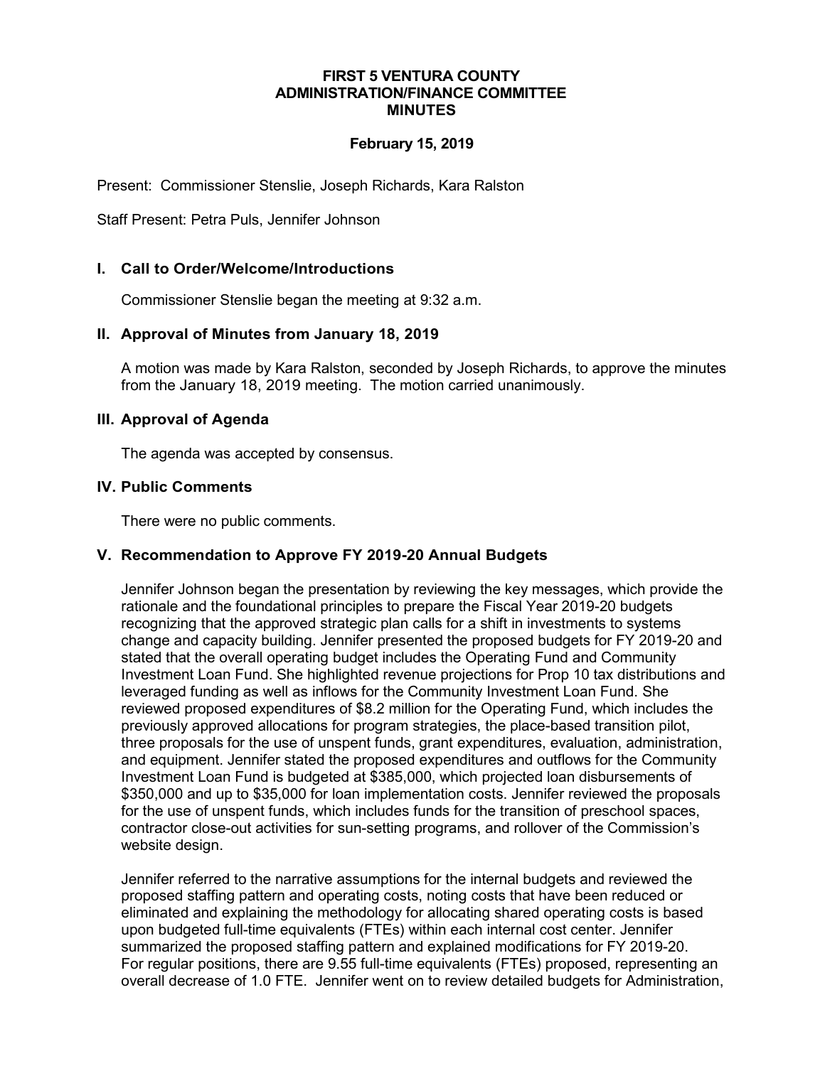# FIRST 5 VENTURA COUNTY
## ADMINISTRATION/FINANCE COMMITTEE
## MINUTES

**February 15, 2019**

Present: Commissioner Stenslie, Joseph Richards, Kara Ralston

Staff Present: Petra Puls, Jennifer Johnson

### I. Call to Order/Welcome/Introductions

Commissioner Stenslie began the meeting at 9:32 a.m.

### II. Approval of Minutes from January 18, 2019

A motion was made by Kara Ralston, seconded by Joseph Richards, to approve the minutes from the January 18, 2019 meeting. The motion carried unanimously.

### III. Approval of Agenda

The agenda was accepted by consensus.

### IV. Public Comments

There were no public comments.

### V. Recommendation to Approve FY 2019-20 Annual Budgets

Jennifer Johnson began the presentation by reviewing the key messages, which provide the rationale and the foundational principles to prepare the Fiscal Year 2019-20 budgets recognizing that the approved strategic plan calls for a shift in investments to systems change and capacity building. Jennifer presented the proposed budgets for FY 2019-20 and stated that the overall operating budget includes the Operating Fund and Community Investment Loan Fund. She highlighted revenue projections for Prop 10 tax distributions and leveraged funding as well as inflows for the Community Investment Loan Fund. She reviewed proposed expenditures of $8.2 million for the Operating Fund, which includes the previously approved allocations for program strategies, the place-based transition pilot, three proposals for the use of unspent funds, grant expenditures, evaluation, administration, and equipment. Jennifer stated the proposed expenditures and outflows for the Community Investment Loan Fund is budgeted at $385,000, which projected loan disbursements of $350,000 and up to $35,000 for loan implementation costs. Jennifer reviewed the proposals for the use of unspent funds, which includes funds for the transition of preschool spaces, contractor close-out activities for sun-setting programs, and rollover of the Commission's website design.

Jennifer referred to the narrative assumptions for the internal budgets and reviewed the proposed staffing pattern and operating costs, noting costs that have been reduced or eliminated and explaining the methodology for allocating shared operating costs is based upon budgeted full-time equivalents (FTEs) within each internal cost center. Jennifer summarized the proposed staffing pattern and explained modifications for FY 2019-20. For regular positions, there are 9.55 full-time equivalents (FTEs) proposed, representing an overall decrease of 1.0 FTE. Jennifer went on to review detailed budgets for Administration,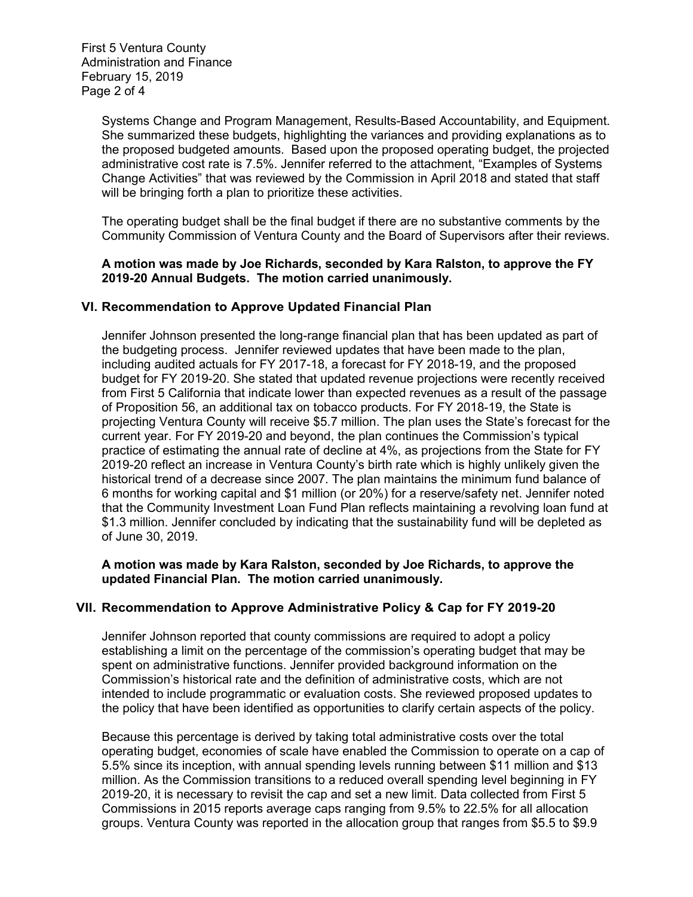Systems Change and Program Management, Results-Based Accountability, and Equipment. She summarized these budgets, highlighting the variances and providing explanations as to the proposed budgeted amounts. Based upon the proposed operating budget, the projected administrative cost rate is 7.5%. Jennifer referred to the attachment, "Examples of Systems Change Activities" that was reviewed by the Commission in April 2018 and stated that staff will be bringing forth a plan to prioritize these activities.

The operating budget shall be the final budget if there are no substantive comments by the Community Commission of Ventura County and the Board of Supervisors after their reviews.

**A motion was made by Joe Richards, seconded by Kara Ralston, to approve the FY 2019-20 Annual Budgets. The motion carried unanimously.**

## VI. Recommendation to Approve Updated Financial Plan

Jennifer Johnson presented the long-range financial plan that has been updated as part of the budgeting process. Jennifer reviewed updates that have been made to the plan, including audited actuals for FY 2017-18, a forecast for FY 2018-19, and the proposed budget for FY 2019-20. She stated that updated revenue projections were recently received from First 5 California that indicate lower than expected revenues as a result of the passage of Proposition 56, an additional tax on tobacco products. For FY 2018-19, the State is projecting Ventura County will receive \$5.7 million. The plan uses the State's forecast for the current year. For FY 2019-20 and beyond, the plan continues the Commission's typical practice of estimating the annual rate of decline at 4%, as projections from the State for FY 2019-20 reflect an increase in Ventura County's birth rate which is highly unlikely given the historical trend of a decrease since 2007. The plan maintains the minimum fund balance of 6 months for working capital and \$1 million (or 20%) for a reserve/safety net. Jennifer noted that the Community Investment Loan Fund Plan reflects maintaining a revolving loan fund at \$1.3 million. Jennifer concluded by indicating that the sustainability fund will be depleted as of June 30, 2019.

**A motion was made by Kara Ralston, seconded by Joe Richards, to approve the updated Financial Plan. The motion carried unanimously.**

## VII. Recommendation to Approve Administrative Policy & Cap for FY 2019-20

Jennifer Johnson reported that county commissions are required to adopt a policy establishing a limit on the percentage of the commission's operating budget that may be spent on administrative functions. Jennifer provided background information on the Commission's historical rate and the definition of administrative costs, which are not intended to include programmatic or evaluation costs. She reviewed proposed updates to the policy that have been identified as opportunities to clarify certain aspects of the policy.

Because this percentage is derived by taking total administrative costs over the total operating budget, economies of scale have enabled the Commission to operate on a cap of 5.5% since its inception, with annual spending levels running between \$11 million and \$13 million. As the Commission transitions to a reduced overall spending level beginning in FY 2019-20, it is necessary to revisit the cap and set a new limit. Data collected from First 5 Commissions in 2015 reports average caps ranging from 9.5% to 22.5% for all allocation groups. Ventura County was reported in the allocation group that ranges from \$5.5 to \$9.9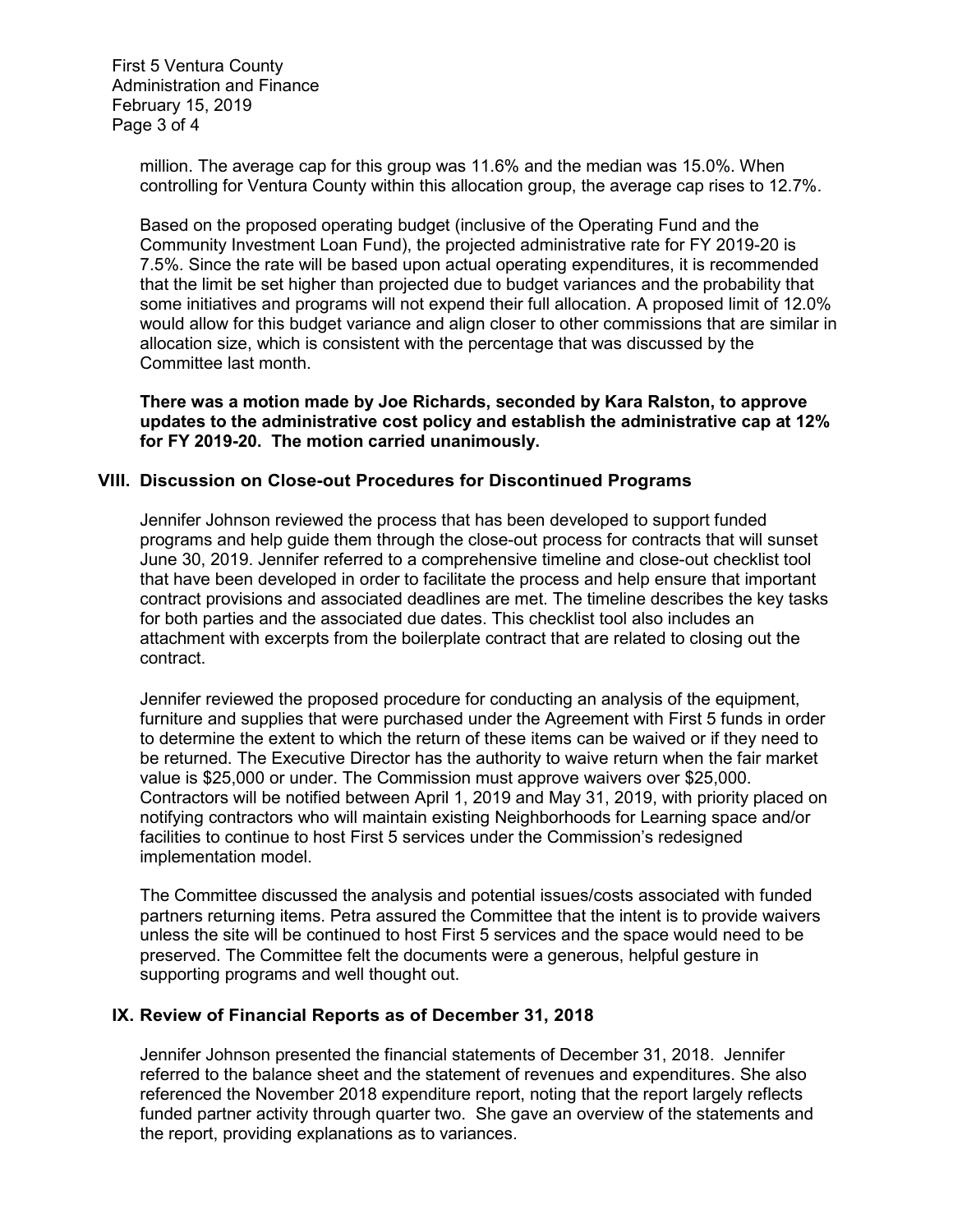million. The average cap for this group was 11.6% and the median was 15.0%. When controlling for Ventura County within this allocation group, the average cap rises to 12.7%.

Based on the proposed operating budget (inclusive of the Operating Fund and the Community Investment Loan Fund), the projected administrative rate for FY 2019-20 is 7.5%. Since the rate will be based upon actual operating expenditures, it is recommended that the limit be set higher than projected due to budget variances and the probability that some initiatives and programs will not expend their full allocation. A proposed limit of 12.0% would allow for this budget variance and align closer to other commissions that are similar in allocation size, which is consistent with the percentage that was discussed by the Committee last month.

**There was a motion made by Joe Richards, seconded by Kara Ralston, to approve updates to the administrative cost policy and establish the administrative cap at 12% for FY 2019-20. The motion carried unanimously.**

## VIII. Discussion on Close-out Procedures for Discontinued Programs

Jennifer Johnson reviewed the process that has been developed to support funded programs and help guide them through the close-out process for contracts that will sunset June 30, 2019. Jennifer referred to a comprehensive timeline and close-out checklist tool that have been developed in order to facilitate the process and help ensure that important contract provisions and associated deadlines are met. The timeline describes the key tasks for both parties and the associated due dates. This checklist tool also includes an attachment with excerpts from the boilerplate contract that are related to closing out the contract.

Jennifer reviewed the proposed procedure for conducting an analysis of the equipment, furniture and supplies that were purchased under the Agreement with First 5 funds in order to determine the extent to which the return of these items can be waived or if they need to be returned. The Executive Director has the authority to waive return when the fair market value is $25,000 or under. The Commission must approve waivers over $25,000. Contractors will be notified between April 1, 2019 and May 31, 2019, with priority placed on notifying contractors who will maintain existing Neighborhoods for Learning space and/or facilities to continue to host First 5 services under the Commission's redesigned implementation model.

The Committee discussed the analysis and potential issues/costs associated with funded partners returning items. Petra assured the Committee that the intent is to provide waivers unless the site will be continued to host First 5 services and the space would need to be preserved. The Committee felt the documents were a generous, helpful gesture in supporting programs and well thought out.

## IX. Review of Financial Reports as of December 31, 2018

Jennifer Johnson presented the financial statements of December 31, 2018. Jennifer referred to the balance sheet and the statement of revenues and expenditures. She also referenced the November 2018 expenditure report, noting that the report largely reflects funded partner activity through quarter two. She gave an overview of the statements and the report, providing explanations as to variances.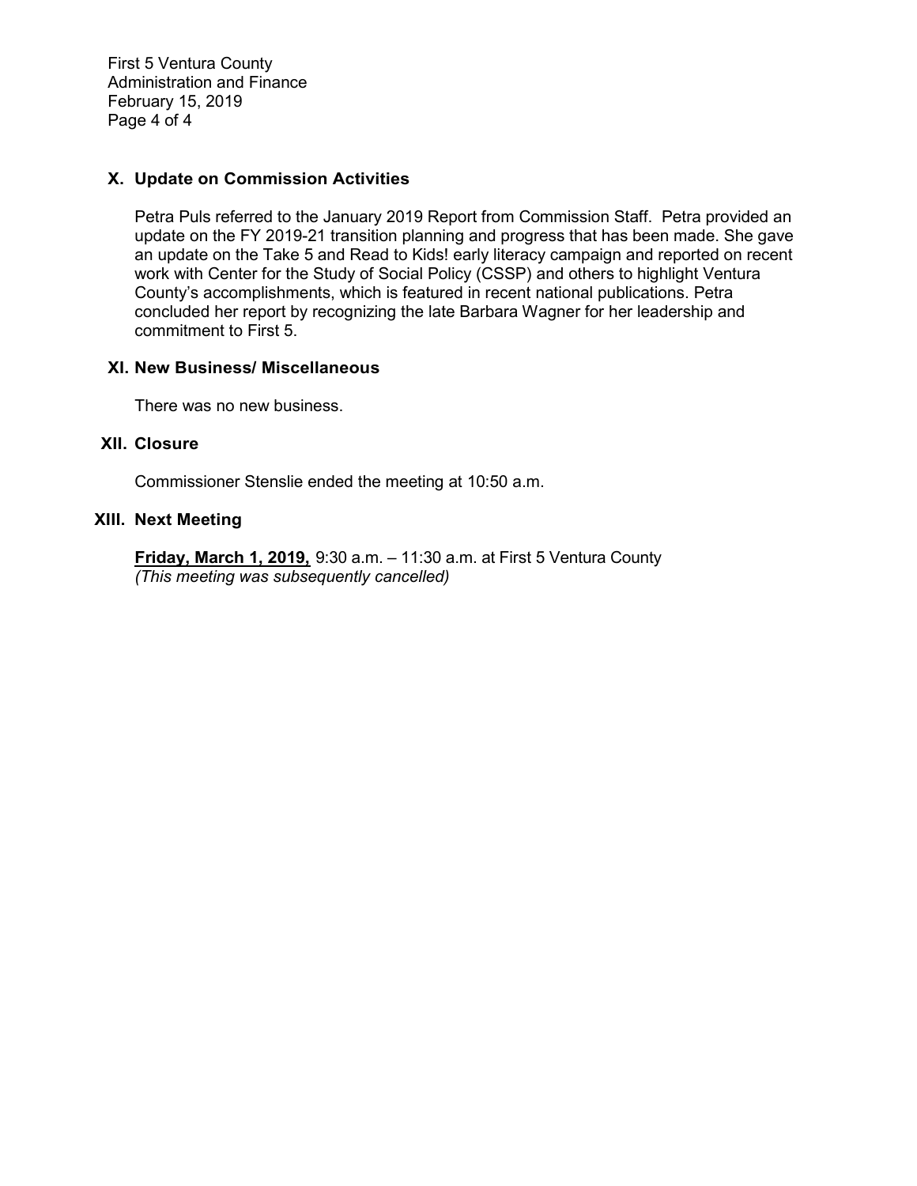## X. Update on Commission Activities

Petra Puls referred to the January 2019 Report from Commission Staff. Petra provided an update on the FY 2019-21 transition planning and progress that has been made. She gave an update on the Take 5 and Read to Kids! early literacy campaign and reported on recent work with Center for the Study of Social Policy (CSSP) and others to highlight Ventura County's accomplishments, which is featured in recent national publications. Petra concluded her report by recognizing the late Barbara Wagner for her leadership and commitment to First 5.

## XI. New Business/ Miscellaneous

There was no new business.

## XII. Closure

Commissioner Stenslie ended the meeting at 10:50 a.m.

## XIII. Next Meeting

**Friday, March 1, 2019,** 9:30 a.m. – 11:30 a.m. at First 5 Ventura County
*(This meeting was subsequently cancelled)*